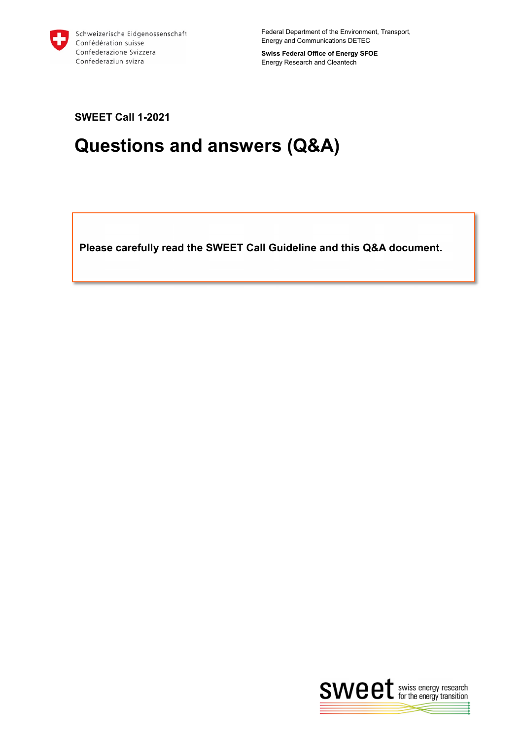Schweizerische Eidgenossenschaft
Confédération suisse
Confederazione Svizzera
Confederaziun svizra

Federal Department of the Environment, Transport, Energy and Communications DETEC

**Swiss Federal Office of Energy SFOE**
Energy Research and Cleantech

**SWEET Call 1-2021**

# Questions and answers (Q&A)

**Please carefully read the SWEET Call Guideline and this Q&A document.**

sweet swiss energy research for the energy transition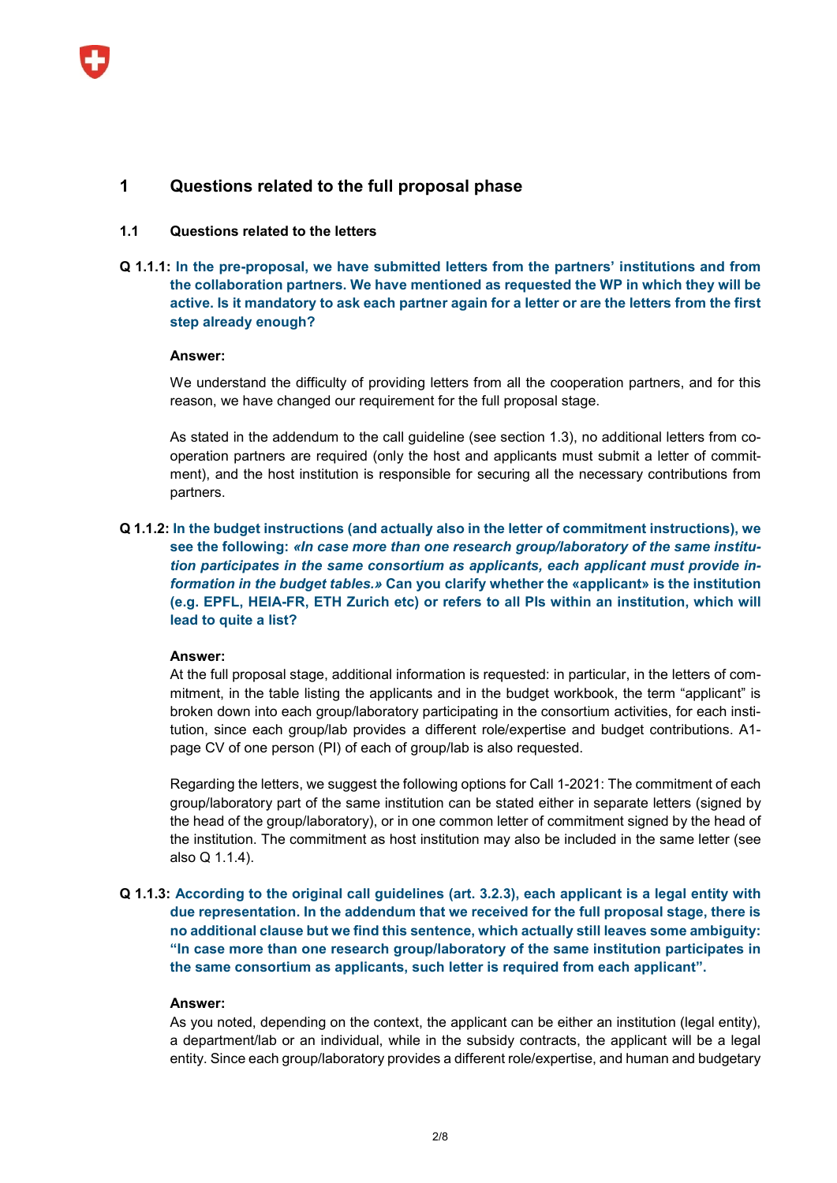# 1 Questions related to the full proposal phase

## 1.1 Questions related to the letters

**Q 1.1.1: In the pre-proposal, we have submitted letters from the partners' institutions and from the collaboration partners. We have mentioned as requested the WP in which they will be active. Is it mandatory to ask each partner again for a letter or are the letters from the first step already enough?**

**Answer:**

We understand the difficulty of providing letters from all the cooperation partners, and for this reason, we have changed our requirement for the full proposal stage.

As stated in the addendum to the call guideline (see section 1.3), no additional letters from cooperation partners are required (only the host and applicants must submit a letter of commitment), and the host institution is responsible for securing all the necessary contributions from partners.

**Q 1.1.2: In the budget instructions (and actually also in the letter of commitment instructions), we see the following: *«In case more than one research group/laboratory of the same institution participates in the same consortium as applicants, each applicant must provide information in the budget tables.»* Can you clarify whether the «applicant» is the institution (e.g. EPFL, HEIA-FR, ETH Zurich etc) or refers to all PIs within an institution, which will lead to quite a list?**

**Answer:**

At the full proposal stage, additional information is requested: in particular, in the letters of commitment, in the table listing the applicants and in the budget workbook, the term "applicant" is broken down into each group/laboratory participating in the consortium activities, for each institution, since each group/lab provides a different role/expertise and budget contributions. A1-page CV of one person (PI) of each of group/lab is also requested.

Regarding the letters, we suggest the following options for Call 1-2021: The commitment of each group/laboratory part of the same institution can be stated either in separate letters (signed by the head of the group/laboratory), or in one common letter of commitment signed by the head of the institution. The commitment as host institution may also be included in the same letter (see also Q 1.1.4).

**Q 1.1.3: According to the original call guidelines (art. 3.2.3), each applicant is a legal entity with due representation. In the addendum that we received for the full proposal stage, there is no additional clause but we find this sentence, which actually still leaves some ambiguity: "In case more than one research group/laboratory of the same institution participates in the same consortium as applicants, such letter is required from each applicant".**

**Answer:**

As you noted, depending on the context, the applicant can be either an institution (legal entity), a department/lab or an individual, while in the subsidy contracts, the applicant will be a legal entity. Since each group/laboratory provides a different role/expertise, and human and budgetary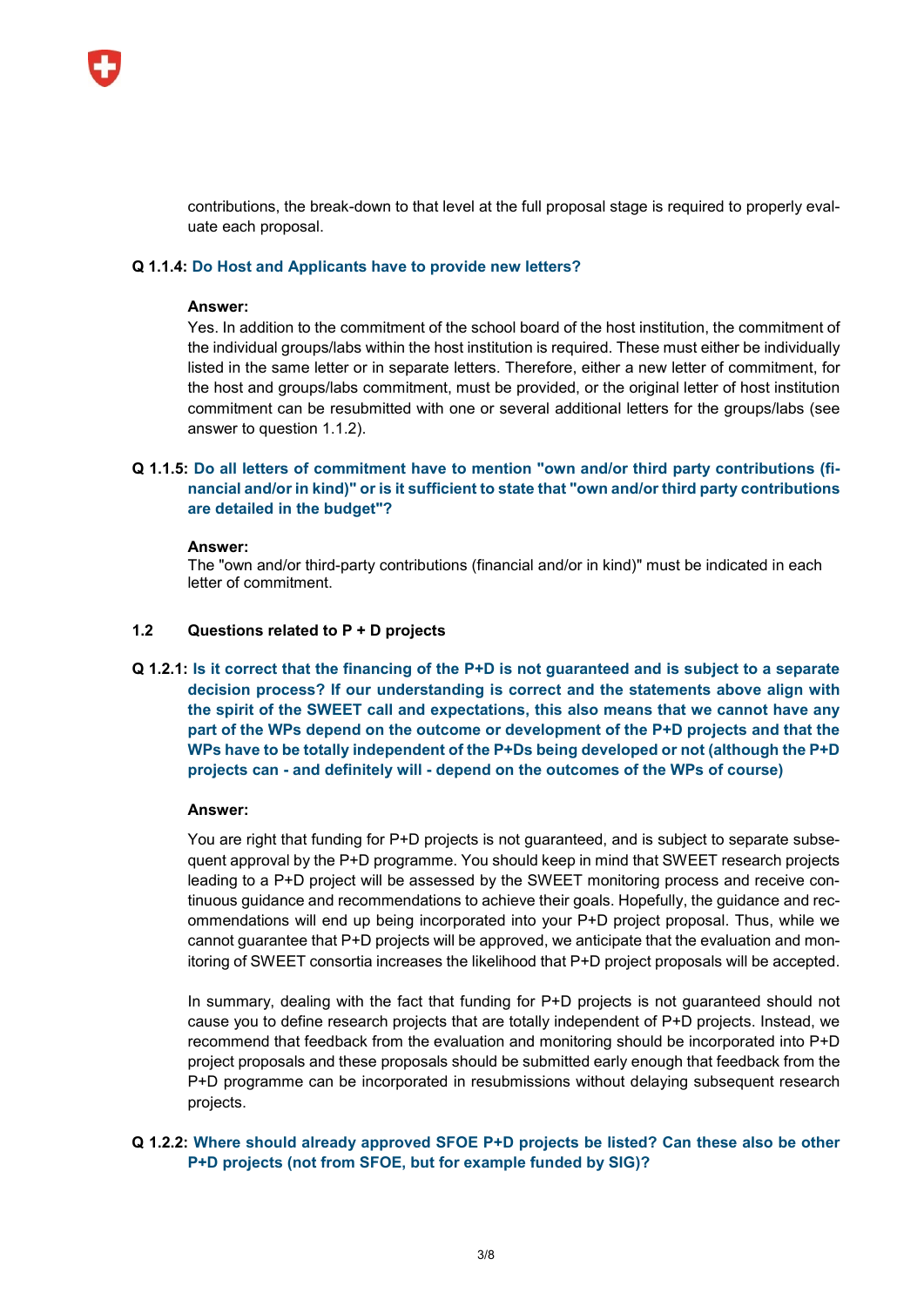contributions, the break-down to that level at the full proposal stage is required to properly evaluate each proposal.

**Q 1.1.4: Do Host and Applicants have to provide new letters?**

**Answer:**
Yes. In addition to the commitment of the school board of the host institution, the commitment of the individual groups/labs within the host institution is required. These must either be individually listed in the same letter or in separate letters. Therefore, either a new letter of commitment, for the host and groups/labs commitment, must be provided, or the original letter of host institution commitment can be resubmitted with one or several additional letters for the groups/labs (see answer to question 1.1.2).

**Q 1.1.5: Do all letters of commitment have to mention "own and/or third party contributions (financial and/or in kind)" or is it sufficient to state that "own and/or third party contributions are detailed in the budget"?**

**Answer:**
The "own and/or third-party contributions (financial and/or in kind)" must be indicated in each letter of commitment.

## 1.2 Questions related to P + D projects

**Q 1.2.1: Is it correct that the financing of the P+D is not guaranteed and is subject to a separate decision process? If our understanding is correct and the statements above align with the spirit of the SWEET call and expectations, this also means that we cannot have any part of the WPs depend on the outcome or development of the P+D projects and that the WPs have to be totally independent of the P+Ds being developed or not (although the P+D projects can - and definitely will - depend on the outcomes of the WPs of course)**

**Answer:**

You are right that funding for P+D projects is not guaranteed, and is subject to separate subsequent approval by the P+D programme. You should keep in mind that SWEET research projects leading to a P+D project will be assessed by the SWEET monitoring process and receive continuous guidance and recommendations to achieve their goals. Hopefully, the guidance and recommendations will end up being incorporated into your P+D project proposal. Thus, while we cannot guarantee that P+D projects will be approved, we anticipate that the evaluation and monitoring of SWEET consortia increases the likelihood that P+D project proposals will be accepted.

In summary, dealing with the fact that funding for P+D projects is not guaranteed should not cause you to define research projects that are totally independent of P+D projects. Instead, we recommend that feedback from the evaluation and monitoring should be incorporated into P+D project proposals and these proposals should be submitted early enough that feedback from the P+D programme can be incorporated in resubmissions without delaying subsequent research projects.

**Q 1.2.2: Where should already approved SFOE P+D projects be listed? Can these also be other P+D projects (not from SFOE, but for example funded by SIG)?**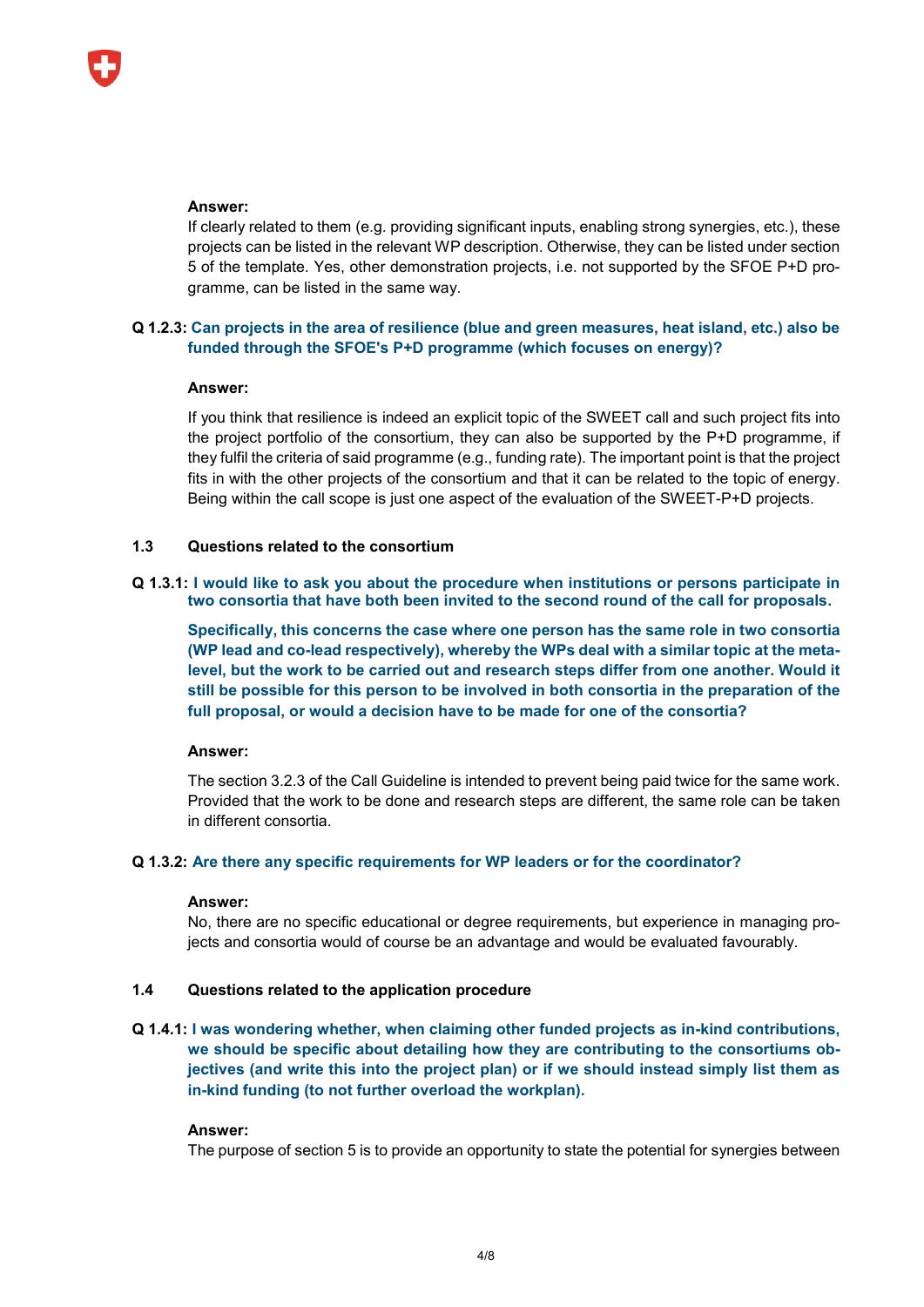**Answer:**

If clearly related to them (e.g. providing significant inputs, enabling strong synergies, etc.), these projects can be listed in the relevant WP description. Otherwise, they can be listed under section 5 of the template. Yes, other demonstration projects, i.e. not supported by the SFOE P+D programme, can be listed in the same way.

**Q 1.2.3: Can projects in the area of resilience (blue and green measures, heat island, etc.) also be funded through the SFOE's P+D programme (which focuses on energy)?**

**Answer:**

If you think that resilience is indeed an explicit topic of the SWEET call and such project fits into the project portfolio of the consortium, they can also be supported by the P+D programme, if they fulfil the criteria of said programme (e.g., funding rate). The important point is that the project fits in with the other projects of the consortium and that it can be related to the topic of energy. Being within the call scope is just one aspect of the evaluation of the SWEET-P+D projects.

### 1.3 Questions related to the consortium

**Q 1.3.1: I would like to ask you about the procedure when institutions or persons participate in two consortia that have both been invited to the second round of the call for proposals.**

**Specifically, this concerns the case where one person has the same role in two consortia (WP lead and co-lead respectively), whereby the WPs deal with a similar topic at the meta-level, but the work to be carried out and research steps differ from one another. Would it still be possible for this person to be involved in both consortia in the preparation of the full proposal, or would a decision have to be made for one of the consortia?**

**Answer:**

The section 3.2.3 of the Call Guideline is intended to prevent being paid twice for the same work. Provided that the work to be done and research steps are different, the same role can be taken in different consortia.

**Q 1.3.2: Are there any specific requirements for WP leaders or for the coordinator?**

**Answer:**

No, there are no specific educational or degree requirements, but experience in managing projects and consortia would of course be an advantage and would be evaluated favourably.

### 1.4 Questions related to the application procedure

**Q 1.4.1: I was wondering whether, when claiming other funded projects as in-kind contributions, we should be specific about detailing how they are contributing to the consortiums objectives (and write this into the project plan) or if we should instead simply list them as in-kind funding (to not further overload the workplan).**

**Answer:**

The purpose of section 5 is to provide an opportunity to state the potential for synergies between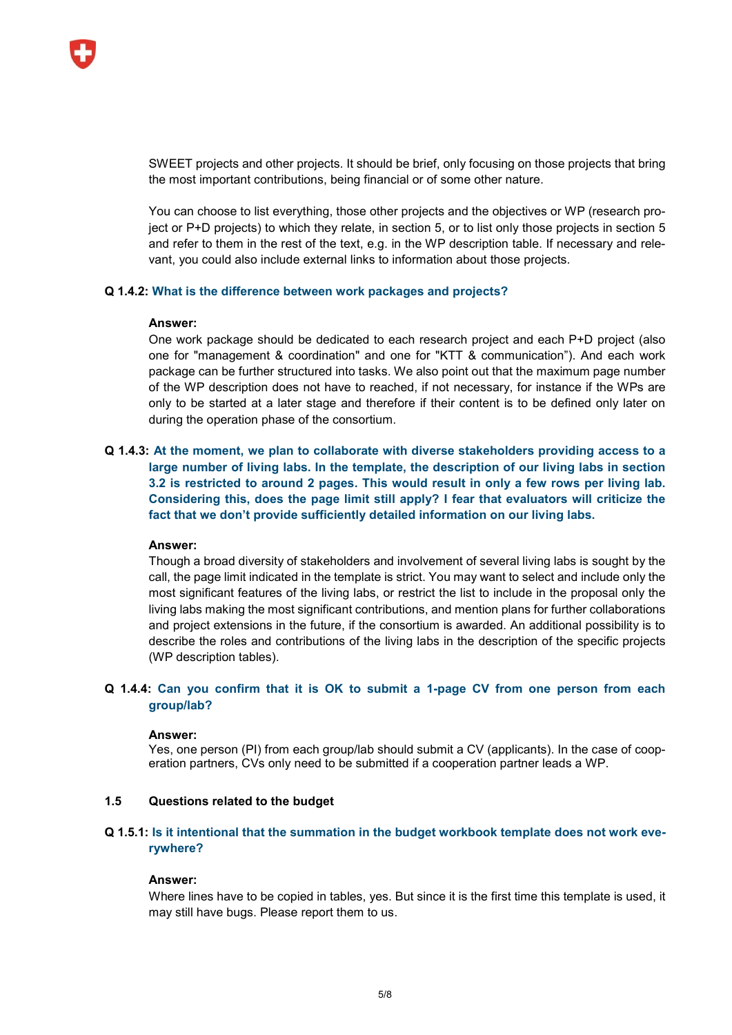SWEET projects and other projects. It should be brief, only focusing on those projects that bring the most important contributions, being financial or of some other nature.

You can choose to list everything, those other projects and the objectives or WP (research project or P+D projects) to which they relate, in section 5, or to list only those projects in section 5 and refer to them in the rest of the text, e.g. in the WP description table. If necessary and relevant, you could also include external links to information about those projects.

**Q 1.4.2: What is the difference between work packages and projects?**

**Answer:**
One work package should be dedicated to each research project and each P+D project (also one for "management & coordination" and one for "KTT & communication"). And each work package can be further structured into tasks. We also point out that the maximum page number of the WP description does not have to reached, if not necessary, for instance if the WPs are only to be started at a later stage and therefore if their content is to be defined only later on during the operation phase of the consortium.

**Q 1.4.3: At the moment, we plan to collaborate with diverse stakeholders providing access to a large number of living labs. In the template, the description of our living labs in section 3.2 is restricted to around 2 pages. This would result in only a few rows per living lab. Considering this, does the page limit still apply? I fear that evaluators will criticize the fact that we don't provide sufficiently detailed information on our living labs.**

**Answer:**
Though a broad diversity of stakeholders and involvement of several living labs is sought by the call, the page limit indicated in the template is strict. You may want to select and include only the most significant features of the living labs, or restrict the list to include in the proposal only the living labs making the most significant contributions, and mention plans for further collaborations and project extensions in the future, if the consortium is awarded. An additional possibility is to describe the roles and contributions of the living labs in the description of the specific projects (WP description tables).

**Q 1.4.4: Can you confirm that it is OK to submit a 1-page CV from one person from each group/lab?**

**Answer:**
Yes, one person (PI) from each group/lab should submit a CV (applicants). In the case of cooperation partners, CVs only need to be submitted if a cooperation partner leads a WP.

## 1.5 Questions related to the budget

**Q 1.5.1: Is it intentional that the summation in the budget workbook template does not work everywhere?**

**Answer:**
Where lines have to be copied in tables, yes. But since it is the first time this template is used, it may still have bugs. Please report them to us.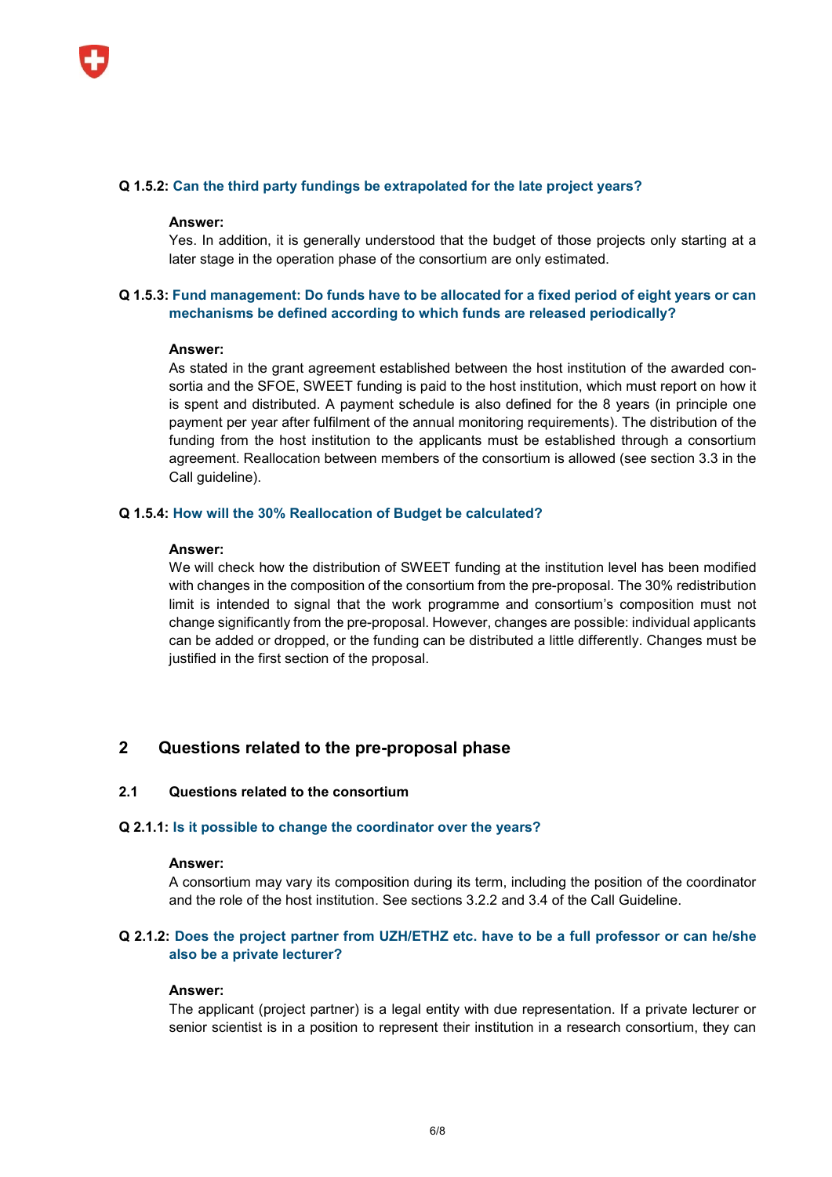**Q 1.5.2: Can the third party fundings be extrapolated for the late project years?**

**Answer:**
Yes. In addition, it is generally understood that the budget of those projects only starting at a later stage in the operation phase of the consortium are only estimated.

**Q 1.5.3: Fund management: Do funds have to be allocated for a fixed period of eight years or can mechanisms be defined according to which funds are released periodically?**

**Answer:**
As stated in the grant agreement established between the host institution of the awarded consortia and the SFOE, SWEET funding is paid to the host institution, which must report on how it is spent and distributed. A payment schedule is also defined for the 8 years (in principle one payment per year after fulfilment of the annual monitoring requirements). The distribution of the funding from the host institution to the applicants must be established through a consortium agreement. Reallocation between members of the consortium is allowed (see section 3.3 in the Call guideline).

**Q 1.5.4: How will the 30% Reallocation of Budget be calculated?**

**Answer:**
We will check how the distribution of SWEET funding at the institution level has been modified with changes in the composition of the consortium from the pre-proposal. The 30% redistribution limit is intended to signal that the work programme and consortium's composition must not change significantly from the pre-proposal. However, changes are possible: individual applicants can be added or dropped, or the funding can be distributed a little differently. Changes must be justified in the first section of the proposal.

# 2 Questions related to the pre-proposal phase

## 2.1 Questions related to the consortium

**Q 2.1.1: Is it possible to change the coordinator over the years?**

**Answer:**
A consortium may vary its composition during its term, including the position of the coordinator and the role of the host institution. See sections 3.2.2 and 3.4 of the Call Guideline.

**Q 2.1.2: Does the project partner from UZH/ETHZ etc. have to be a full professor or can he/she also be a private lecturer?**

**Answer:**
The applicant (project partner) is a legal entity with due representation. If a private lecturer or senior scientist is in a position to represent their institution in a research consortium, they can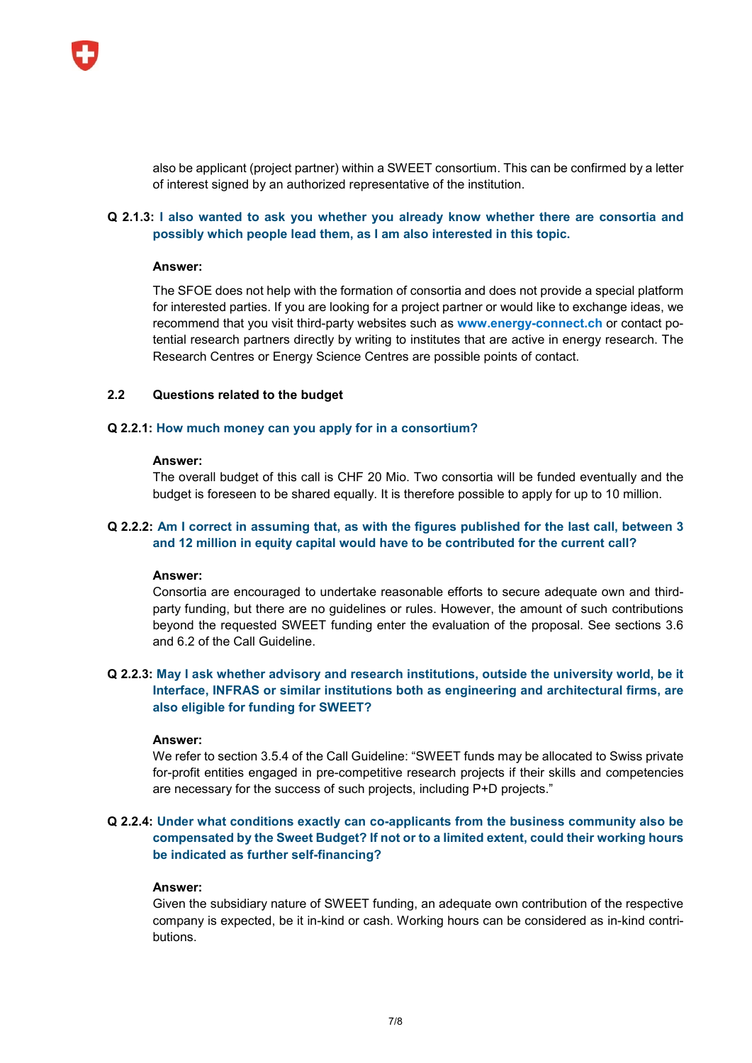also be applicant (project partner) within a SWEET consortium. This can be confirmed by a letter of interest signed by an authorized representative of the institution.

**Q 2.1.3: I also wanted to ask you whether you already know whether there are consortia and possibly which people lead them, as I am also interested in this topic.**

**Answer:**

The SFOE does not help with the formation of consortia and does not provide a special platform for interested parties. If you are looking for a project partner or would like to exchange ideas, we recommend that you visit third-party websites such as **www.energy-connect.ch** or contact potential research partners directly by writing to institutes that are active in energy research. The Research Centres or Energy Science Centres are possible points of contact.

## 2.2 Questions related to the budget

**Q 2.2.1: How much money can you apply for in a consortium?**

**Answer:**
The overall budget of this call is CHF 20 Mio. Two consortia will be funded eventually and the budget is foreseen to be shared equally. It is therefore possible to apply for up to 10 million.

**Q 2.2.2: Am I correct in assuming that, as with the figures published for the last call, between 3 and 12 million in equity capital would have to be contributed for the current call?**

**Answer:**
Consortia are encouraged to undertake reasonable efforts to secure adequate own and third-party funding, but there are no guidelines or rules. However, the amount of such contributions beyond the requested SWEET funding enter the evaluation of the proposal. See sections 3.6 and 6.2 of the Call Guideline.

**Q 2.2.3: May I ask whether advisory and research institutions, outside the university world, be it Interface, INFRAS or similar institutions both as engineering and architectural firms, are also eligible for funding for SWEET?**

**Answer:**
We refer to section 3.5.4 of the Call Guideline: "SWEET funds may be allocated to Swiss private for-profit entities engaged in pre-competitive research projects if their skills and competencies are necessary for the success of such projects, including P+D projects."

**Q 2.2.4: Under what conditions exactly can co-applicants from the business community also be compensated by the Sweet Budget? If not or to a limited extent, could their working hours be indicated as further self-financing?**

**Answer:**
Given the subsidiary nature of SWEET funding, an adequate own contribution of the respective company is expected, be it in-kind or cash. Working hours can be considered as in-kind contributions.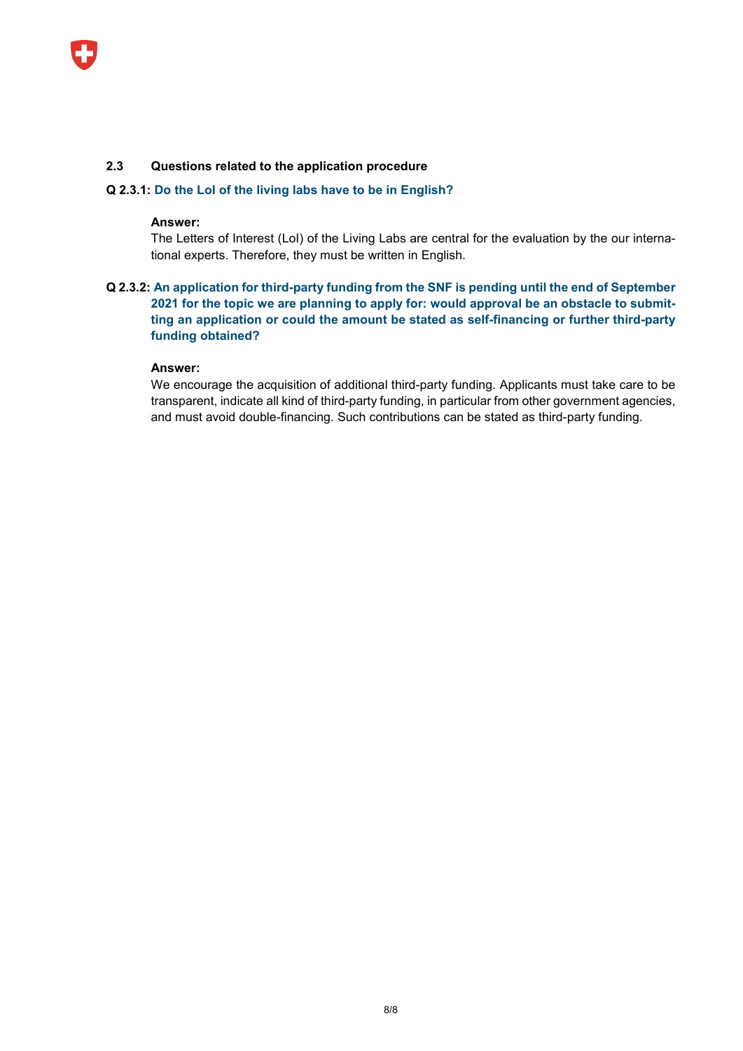### 2.3 Questions related to the application procedure

**Q 2.3.1: Do the LoI of the living labs have to be in English?**

**Answer:**
The Letters of Interest (LoI) of the Living Labs are central for the evaluation by the our international experts. Therefore, they must be written in English.

**Q 2.3.2: An application for third-party funding from the SNF is pending until the end of September 2021 for the topic we are planning to apply for: would approval be an obstacle to submitting an application or could the amount be stated as self-financing or further third-party funding obtained?**

**Answer:**
We encourage the acquisition of additional third-party funding. Applicants must take care to be transparent, indicate all kind of third-party funding, in particular from other government agencies, and must avoid double-financing. Such contributions can be stated as third-party funding.